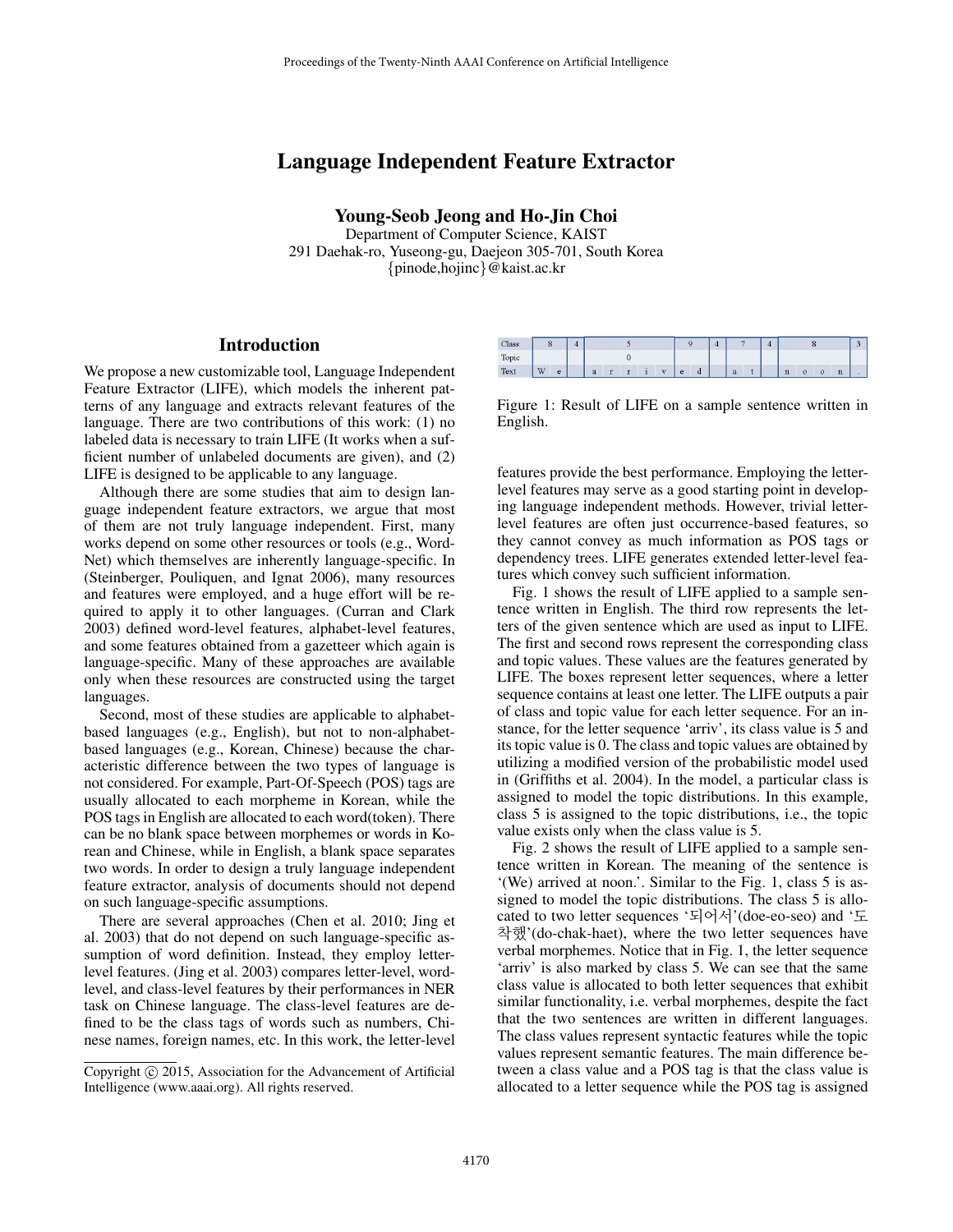Proceedings of the Twenty-Ninth AAAI Conference on Artificial Intelligence

# Language Independent Feature Extractor

**Young-Seob Jeong and Ho-Jin Choi**

Department of Computer Science, KAIST
291 Daehak-ro, Yuseong-gu, Daejeon 305-701, South Korea
{pinode,hojinc}@kaist.ac.kr

## Introduction

We propose a new customizable tool, Language Independent Feature Extractor (LIFE), which models the inherent patterns of any language and extracts relevant features of the language. There are two contributions of this work: (1) no labeled data is necessary to train LIFE (It works when a sufficient number of unlabeled documents are given), and (2) LIFE is designed to be applicable to any language.

Although there are some studies that aim to design language independent feature extractors, we argue that most of them are not truly language independent. First, many works depend on some other resources or tools (e.g., WordNet) which themselves are inherently language-specific. In (Steinberger, Pouliquen, and Ignat 2006), many resources and features were employed, and a huge effort will be required to apply it to other languages. (Curran and Clark 2003) defined word-level features, alphabet-level features, and some features obtained from a gazetteer which again is language-specific. Many of these approaches are available only when these resources are constructed using the target languages.

Second, most of these studies are applicable to alphabet-based languages (e.g., English), but not to non-alphabet-based languages (e.g., Korean, Chinese) because the characteristic difference between the two types of language is not considered. For example, Part-Of-Speech (POS) tags are usually allocated to each morpheme in Korean, while the POS tags in English are allocated to each word(token). There can be no blank space between morphemes or words in Korean and Chinese, while in English, a blank space separates two words. In order to design a truly language independent feature extractor, analysis of documents should not depend on such language-specific assumptions.

There are several approaches (Chen et al. 2010; Jing et al. 2003) that do not depend on such language-specific assumption of word definition. Instead, they employ letter-level features. (Jing et al. 2003) compares letter-level, word-level, and class-level features by their performances in NER task on Chinese language. The class-level features are defined to be the class tags of words such as numbers, Chinese names, foreign names, etc. In this work, the letter-level features provide the best performance. Employing the letter-level features may serve as a good starting point in developing language independent methods. However, trivial letter-level features are often just occurrence-based features, so they cannot convey as much information as POS tags or dependency trees. LIFE generates extended letter-level features which convey such sufficient information.

| Class | 8 | 4 | 5 | 9 | 4 | 7 | 4 | 8 | 3 |
|---|---|---|---|---|---|---|---|---|---|
| Topic | | | 0 | | | | | | |
| Text | W e | | a r r i v | e d | | a t | | n o o n | . |

Figure 1: Result of LIFE on a sample sentence written in English.

Fig. 1 shows the result of LIFE applied to a sample sentence written in English. The third row represents the letters of the given sentence which are used as input to LIFE. The first and second rows represent the corresponding class and topic values. These values are the features generated by LIFE. The boxes represent letter sequences, where a letter sequence contains at least one letter. The LIFE outputs a pair of class and topic value for each letter sequence. For an instance, for the letter sequence 'arriv', its class value is 5 and its topic value is 0. The class and topic values are obtained by utilizing a modified version of the probabilistic model used in (Griffiths et al. 2004). In the model, a particular class is assigned to model the topic distributions. In this example, class 5 is assigned to the topic distributions, i.e., the topic value exists only when the class value is 5.

Fig. 2 shows the result of LIFE applied to a sample sentence written in Korean. The meaning of the sentence is '(We) arrived at noon.'. Similar to the Fig. 1, class 5 is assigned to model the topic distributions. The class 5 is allocated to two letter sequences '되어서'(doe-eo-seo) and '도착했'(do-chak-haet), where the two letter sequences have verbal morphemes. Notice that in Fig. 1, the letter sequence 'arriv' is also marked by class 5. We can see that the same class value is allocated to both letter sequences that exhibit similar functionality, i.e. verbal morphemes, despite the fact that the two sentences are written in different languages. The class values represent syntactic features while the topic values represent semantic features. The main difference between a class value and a POS tag is that the class value is allocated to a letter sequence while the POS tag is assigned

Copyright © 2015, Association for the Advancement of Artificial Intelligence (www.aaai.org). All rights reserved.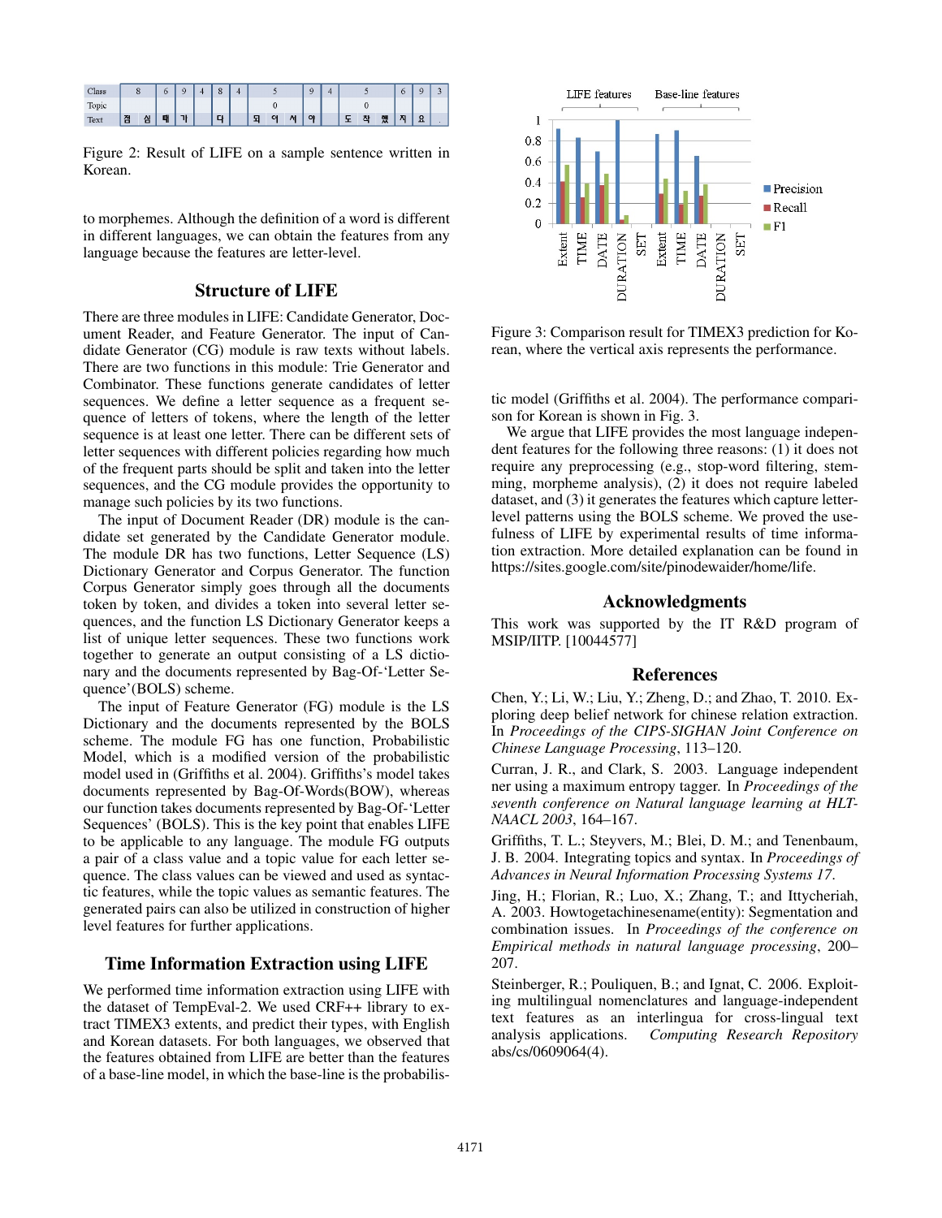| Class | 8 | | 6 | 9 | 4 | 8 | 4 | 5 | | | 9 | 4 | 5 | | | 6 | 9 | 3 |
|---|---|---|---|---|---|---|---|---|---|---|---|---|---|---|---|---|---|---|
| Topic | | | | | | | | 0 | | | | | 0 | | | | | |
| Text | 점 | 심 | 때 | 가 | | 다 | | 되 | 어 | 서 | 야 | | 도 | 착 | 했 | 지 | 요 | . |

Figure 2: Result of LIFE on a sample sentence written in Korean.

to morphemes. Although the definition of a word is different in different languages, we can obtain the features from any language because the features are letter-level.

## Structure of LIFE

There are three modules in LIFE: Candidate Generator, Document Reader, and Feature Generator. The input of Candidate Generator (CG) module is raw texts without labels. There are two functions in this module: Trie Generator and Combinator. These functions generate candidates of letter sequences. We define a letter sequence as a frequent sequence of letters of tokens, where the length of the letter sequence is at least one letter. There can be different sets of letter sequences with different policies regarding how much of the frequent parts should be split and taken into the letter sequences, and the CG module provides the opportunity to manage such policies by its two functions.

The input of Document Reader (DR) module is the candidate set generated by the Candidate Generator module. The module DR has two functions, Letter Sequence (LS) Dictionary Generator and Corpus Generator. The function Corpus Generator simply goes through all the documents token by token, and divides a token into several letter sequences, and the function LS Dictionary Generator keeps a list of unique letter sequences. These two functions work together to generate an output consisting of a LS dictionary and the documents represented by Bag-Of-'Letter Sequence'(BOLS) scheme.

The input of Feature Generator (FG) module is the LS Dictionary and the documents represented by the BOLS scheme. The module FG has one function, Probabilistic Model, which is a modified version of the probabilistic model used in (Griffiths et al. 2004). Griffiths's model takes documents represented by Bag-Of-Words(BOW), whereas our function takes documents represented by Bag-Of-'Letter Sequences' (BOLS). This is the key point that enables LIFE to be applicable to any language. The module FG outputs a pair of a class value and a topic value for each letter sequence. The class values can be viewed and used as syntactic features, while the topic values as semantic features. The generated pairs can also be utilized in construction of higher level features for further applications.

## Time Information Extraction using LIFE

We performed time information extraction using LIFE with the dataset of TempEval-2. We used CRF++ library to extract TIMEX3 extents, and predict their types, with English and Korean datasets. For both languages, we observed that the features obtained from LIFE are better than the features of a base-line model, in which the base-line is the probabilistic model (Griffiths et al. 2004). The performance comparison for Korean is shown in Fig. 3.

LIFE features
Base-line features
1
0.8
0.6
0.4
0.2
0
Extent
TIME
DATE
DURATION
SET
Extent
TIME
DATE
DURATION
SET
Precision
Recall
F1

Figure 3: Comparison result for TIMEX3 prediction for Korean, where the vertical axis represents the performance.

We argue that LIFE provides the most language independent features for the following three reasons: (1) it does not require any preprocessing (e.g., stop-word filtering, stemming, morpheme analysis), (2) it does not require labeled dataset, and (3) it generates the features which capture letter-level patterns using the BOLS scheme. We proved the usefulness of LIFE by experimental results of time information extraction. More detailed explanation can be found in https://sites.google.com/site/pinodewaider/home/life.

## Acknowledgments

This work was supported by the IT R&D program of MSIP/IITP. [10044577]

## References

Chen, Y.; Li, W.; Liu, Y.; Zheng, D.; and Zhao, T. 2010. Exploring deep belief network for chinese relation extraction. In *Proceedings of the CIPS-SIGHAN Joint Conference on Chinese Language Processing*, 113–120.

Curran, J. R., and Clark, S. 2003. Language independent ner using a maximum entropy tagger. In *Proceedings of the seventh conference on Natural language learning at HLT-NAACL 2003*, 164–167.

Griffiths, T. L.; Steyvers, M.; Blei, D. M.; and Tenenbaum, J. B. 2004. Integrating topics and syntax. In *Proceedings of Advances in Neural Information Processing Systems 17*.

Jing, H.; Florian, R.; Luo, X.; Zhang, T.; and Ittycheriah, A. 2003. Howtogetachinesename(entity): Segmentation and combination issues. In *Proceedings of the conference on Empirical methods in natural language processing*, 200–207.

Steinberger, R.; Pouliquen, B.; and Ignat, C. 2006. Exploiting multilingual nomenclatures and language-independent text features as an interlingua for cross-lingual text analysis applications. *Computing Research Repository* abs/cs/0609064(4).